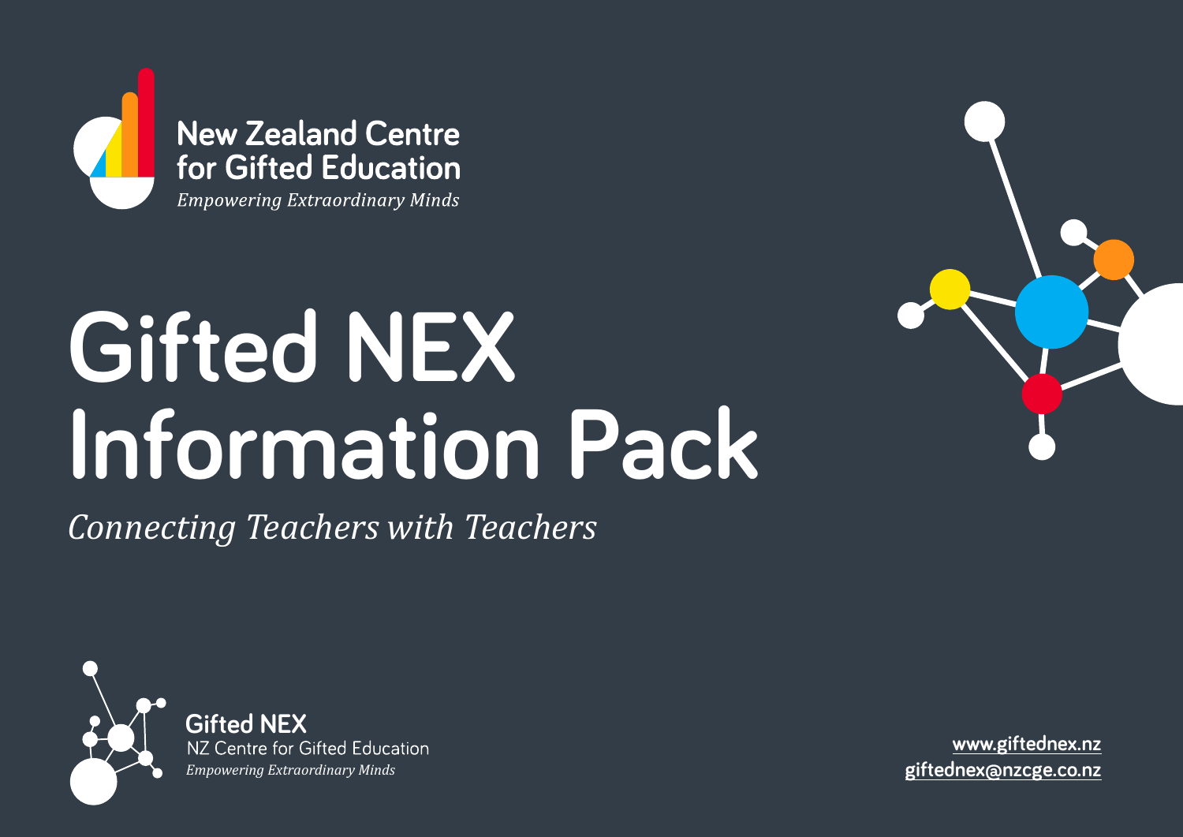New Zealand Centre for Gifted Education

*Empowering Extraordinary Minds*

# Gifted NEX Information Pack

*Connecting Teachers with Teachers*

**Gifted NEX**
NZ Centre for Gifted Education
*Empowering Extraordinary Minds*

**www.giftednex.nz**
**giftednex@nzcge.co.nz**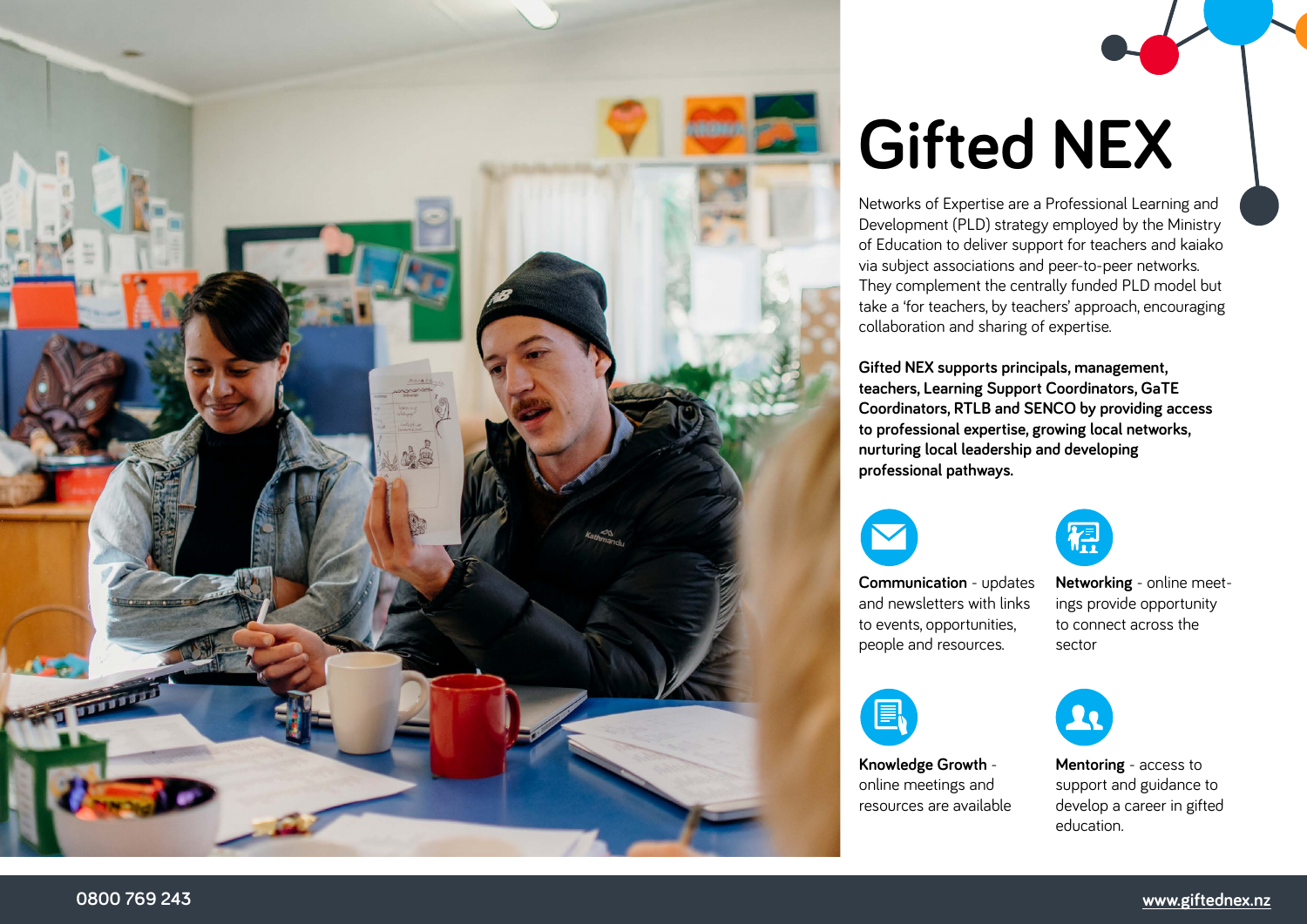# Gifted NEX

Networks of Expertise are a Professional Learning and Development (PLD) strategy employed by the Ministry of Education to deliver support for teachers and kaiako via subject associations and peer-to-peer networks. They complement the centrally funded PLD model but take a 'for teachers, by teachers' approach, encouraging collaboration and sharing of expertise.

**Gifted NEX supports principals, management, teachers, Learning Support Coordinators, GaTE Coordinators, RTLB and SENCO by providing access to professional expertise, growing local networks, nurturing local leadership and developing professional pathways.**

**Communication** - updates and newsletters with links to events, opportunities, people and resources.

**Networking** - online meetings provide opportunity to connect across the sector

**Knowledge Growth** - online meetings and resources are available

**Mentoring** - access to support and guidance to develop a career in gifted education.

0800 769 243

www.giftednex.nz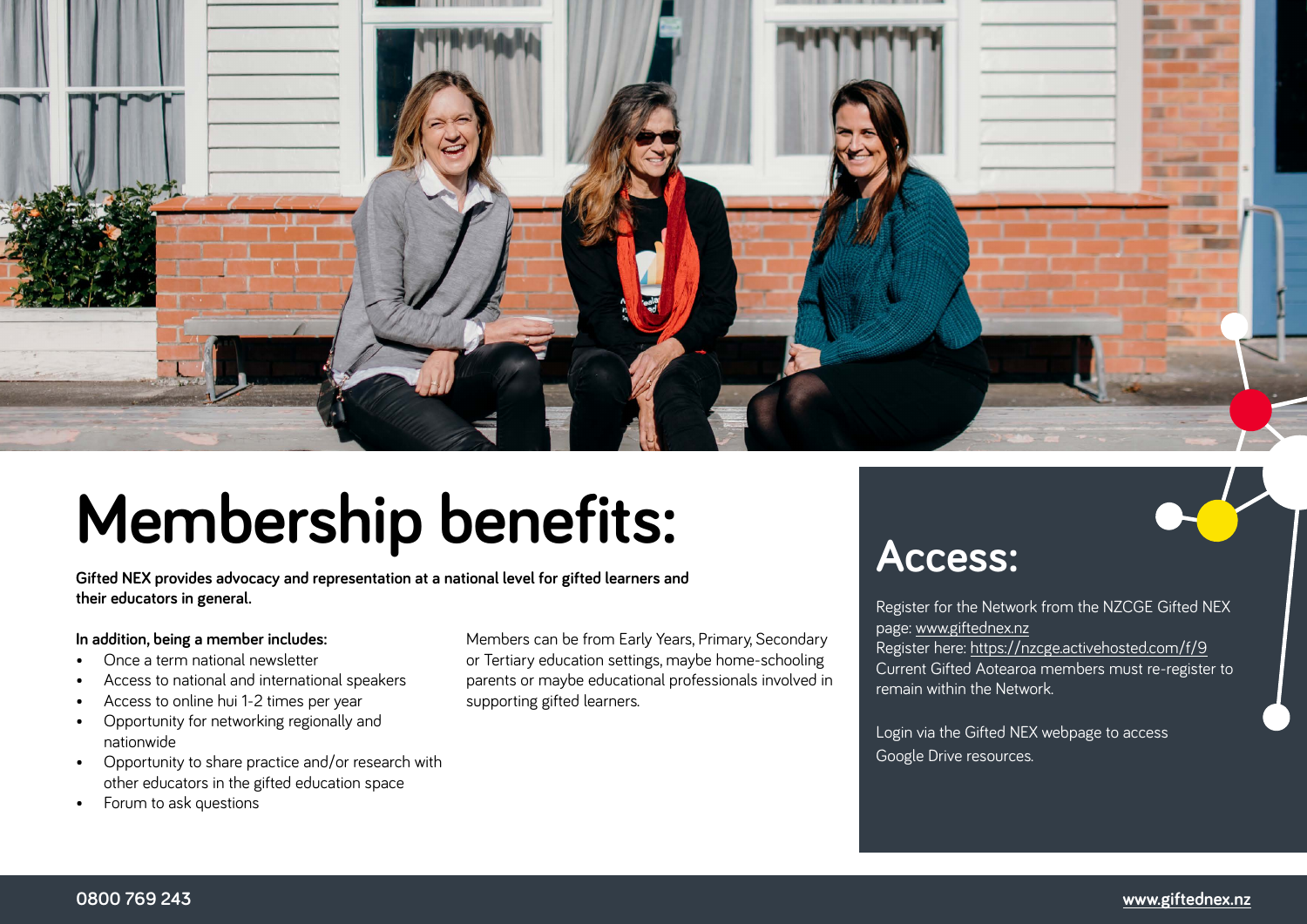# Membership benefits:

**Gifted NEX provides advocacy and representation at a national level for gifted learners and their educators in general.**

**In addition, being a member includes:**

- Once a term national newsletter
- Access to national and international speakers
- Access to online hui 1-2 times per year
- Opportunity for networking regionally and nationwide
- Opportunity to share practice and/or research with other educators in the gifted education space
- Forum to ask questions

Members can be from Early Years, Primary, Secondary or Tertiary education settings, maybe home-schooling parents or maybe educational professionals involved in supporting gifted learners.

## Access:

Register for the Network from the NZCGE Gifted NEX page: www.giftednex.nz
Register here: https://nzcge.activehosted.com/f/9
Current Gifted Aotearoa members must re-register to remain within the Network.

Login via the Gifted NEX webpage to access Google Drive resources.

**0800 769 243**

**www.giftednex.nz**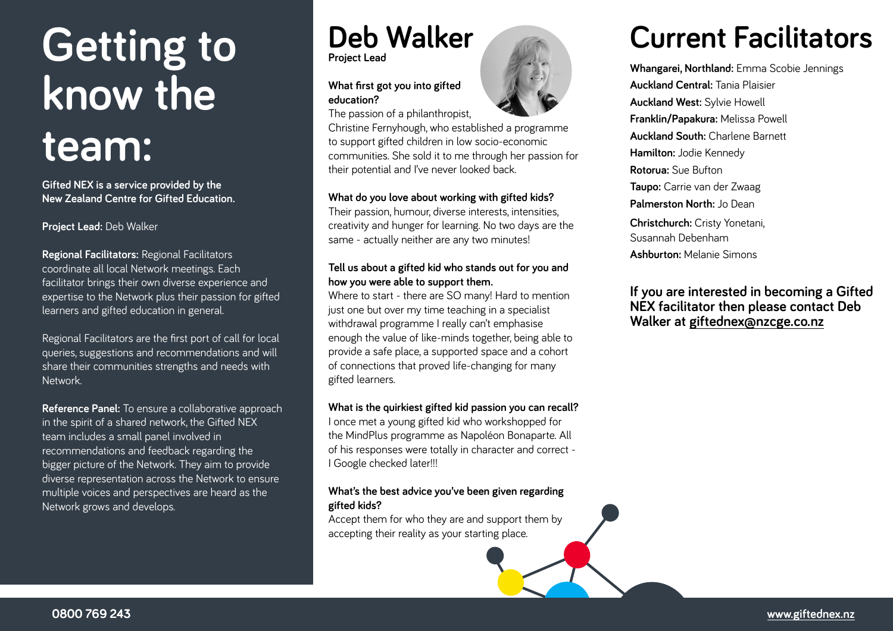# Getting to know the team:

**Gifted NEX is a service provided by the New Zealand Centre for Gifted Education.**

**Project Lead:** Deb Walker

**Regional Facilitators:** Regional Facilitators coordinate all local Network meetings. Each facilitator brings their own diverse experience and expertise to the Network plus their passion for gifted learners and gifted education in general.

Regional Facilitators are the first port of call for local queries, suggestions and recommendations and will share their communities strengths and needs with Network.

**Reference Panel:** To ensure a collaborative approach in the spirit of a shared network, the Gifted NEX team includes a small panel involved in recommendations and feedback regarding the bigger picture of the Network. They aim to provide diverse representation across the Network to ensure multiple voices and perspectives are heard as the Network grows and develops.

# Deb Walker

**Project Lead**

**What first got you into gifted education?**
The passion of a philanthropist, Christine Fernyhough, who established a programme to support gifted children in low socio-economic communities. She sold it to me through her passion for their potential and I've never looked back.

**What do you love about working with gifted kids?**
Their passion, humour, diverse interests, intensities, creativity and hunger for learning. No two days are the same - actually neither are any two minutes!

**Tell us about a gifted kid who stands out for you and how you were able to support them.**
Where to start - there are SO many! Hard to mention just one but over my time teaching in a specialist withdrawal programme I really can't emphasise enough the value of like-minds together, being able to provide a safe place, a supported space and a cohort of connections that proved life-changing for many gifted learners.

**What is the quirkiest gifted kid passion you can recall?**
I once met a young gifted kid who workshopped for the MindPlus programme as Napoléon Bonaparte. All of his responses were totally in character and correct - I Google checked later!!!

**What's the best advice you've been given regarding gifted kids?**
Accept them for who they are and support them by accepting their reality as your starting place.

# Current Facilitators

**Whangarei, Northland:** Emma Scobie Jennings
**Auckland Central:** Tania Plaisier
**Auckland West:** Sylvie Howell
**Franklin/Papakura:** Melissa Powell
**Auckland South:** Charlene Barnett
**Hamilton:** Jodie Kennedy
**Rotorua:** Sue Bufton
**Taupo:** Carrie van der Zwaag
**Palmerston North:** Jo Dean
**Christchurch:** Cristy Yonetani, Susannah Debenham
**Ashburton:** Melanie Simons

**If you are interested in becoming a Gifted NEX facilitator then please contact Deb Walker at giftednex@nzcge.co.nz**

0800 769 243

www.giftednex.nz